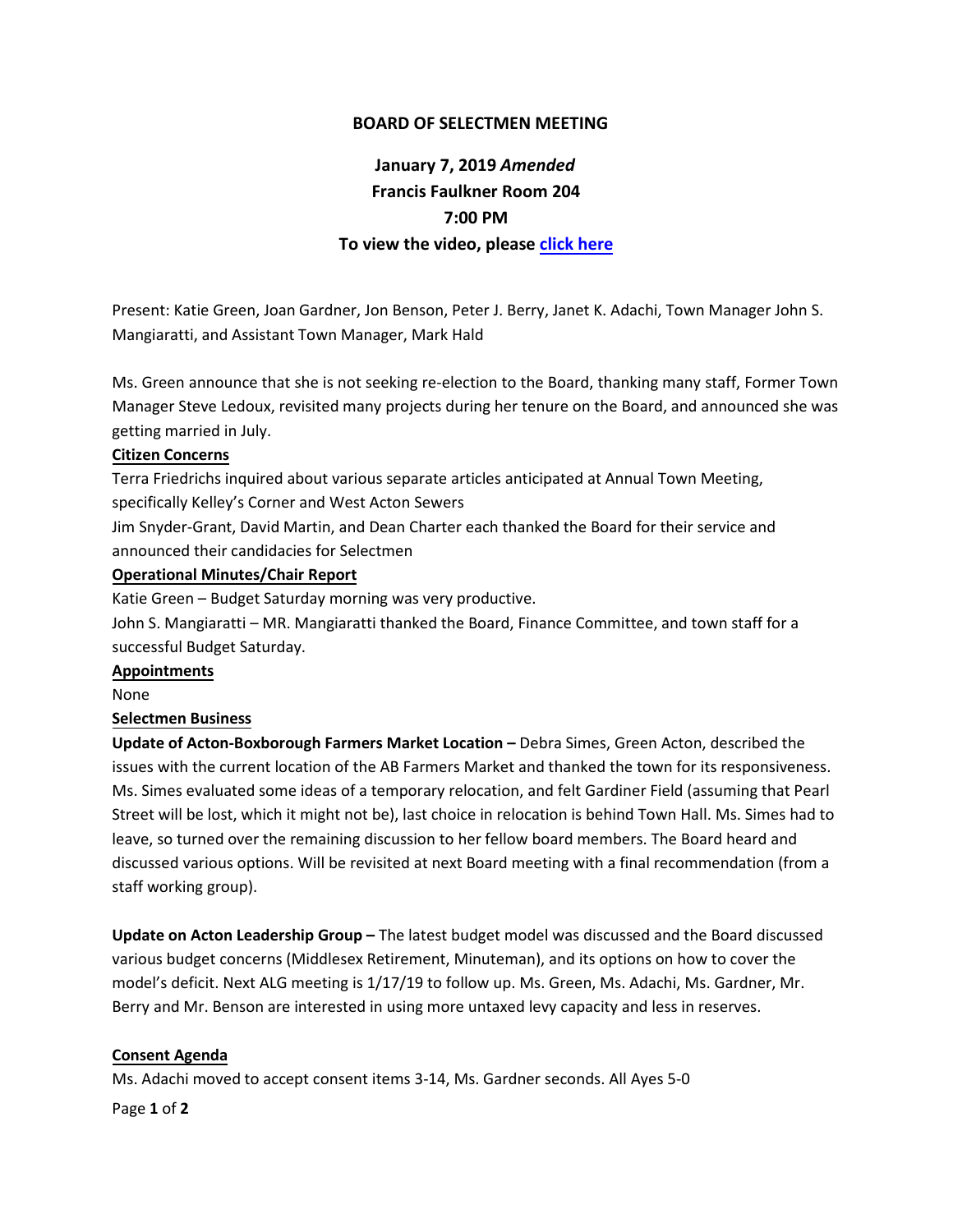**BOARD OF SELECTMEN MEETING**

**January 7, 2019 *Amended***
**Francis Faulkner Room 204**
**7:00 PM**
**To view the video, please click here**

Present: Katie Green, Joan Gardner, Jon Benson, Peter J. Berry, Janet K. Adachi, Town Manager John S. Mangiaratti, and Assistant Town Manager, Mark Hald

Ms. Green announce that she is not seeking re-election to the Board, thanking many staff, Former Town Manager Steve Ledoux, revisited many projects during her tenure on the Board, and announced she was getting married in July.

**Citizen Concerns**

Terra Friedrichs inquired about various separate articles anticipated at Annual Town Meeting, specifically Kelley's Corner and West Acton Sewers

Jim Snyder-Grant, David Martin, and Dean Charter each thanked the Board for their service and announced their candidacies for Selectmen

**Operational Minutes/Chair Report**

Katie Green – Budget Saturday morning was very productive.

John S. Mangiaratti – MR. Mangiaratti thanked the Board, Finance Committee, and town staff for a successful Budget Saturday.

**Appointments**

None

**Selectmen Business**

**Update of Acton-Boxborough Farmers Market Location –** Debra Simes, Green Acton, described the issues with the current location of the AB Farmers Market and thanked the town for its responsiveness. Ms. Simes evaluated some ideas of a temporary relocation, and felt Gardiner Field (assuming that Pearl Street will be lost, which it might not be), last choice in relocation is behind Town Hall. Ms. Simes had to leave, so turned over the remaining discussion to her fellow board members. The Board heard and discussed various options. Will be revisited at next Board meeting with a final recommendation (from a staff working group).

**Update on Acton Leadership Group –** The latest budget model was discussed and the Board discussed various budget concerns (Middlesex Retirement, Minuteman), and its options on how to cover the model's deficit. Next ALG meeting is 1/17/19 to follow up. Ms. Green, Ms. Adachi, Ms. Gardner, Mr. Berry and Mr. Benson are interested in using more untaxed levy capacity and less in reserves.

**Consent Agenda**

Ms. Adachi moved to accept consent items 3-14, Ms. Gardner seconds. All Ayes 5-0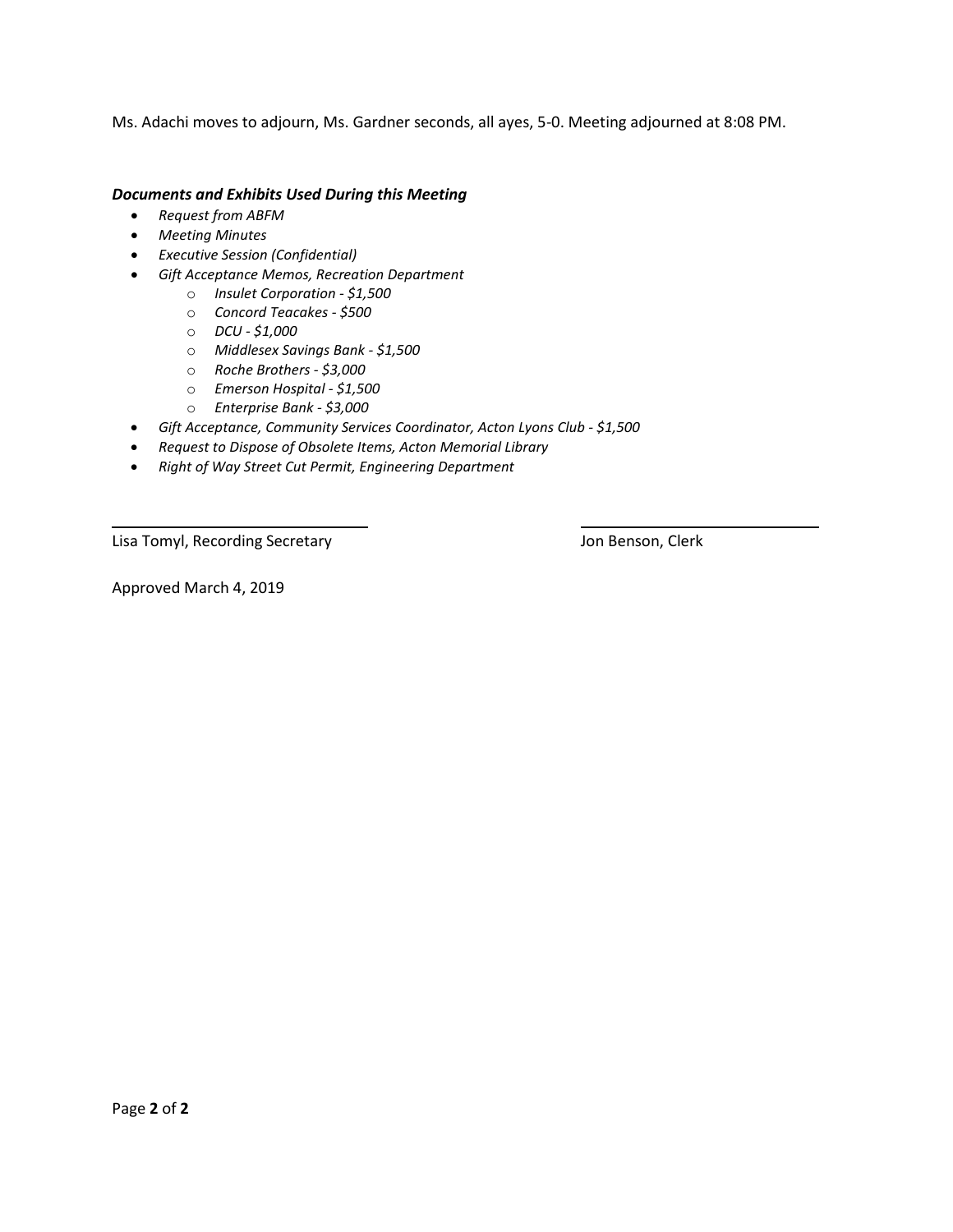Ms. Adachi moves to adjourn, Ms. Gardner seconds, all ayes, 5-0. Meeting adjourned at 8:08 PM.

***Documents and Exhibits Used During this Meeting***

- *Request from ABFM*
- *Meeting Minutes*
- *Executive Session (Confidential)*
- *Gift Acceptance Memos, Recreation Department*
  - *Insulet Corporation - $1,500*
  - *Concord Teacakes - $500*
  - *DCU - $1,000*
  - *Middlesex Savings Bank - $1,500*
  - *Roche Brothers - $3,000*
  - *Emerson Hospital - $1,500*
  - *Enterprise Bank - $3,000*
- *Gift Acceptance, Community Services Coordinator, Acton Lyons Club - $1,500*
- *Request to Dispose of Obsolete Items, Acton Memorial Library*
- *Right of Way Street Cut Permit, Engineering Department*

Lisa Tomyl, Recording Secretary

Jon Benson, Clerk

Approved March 4, 2019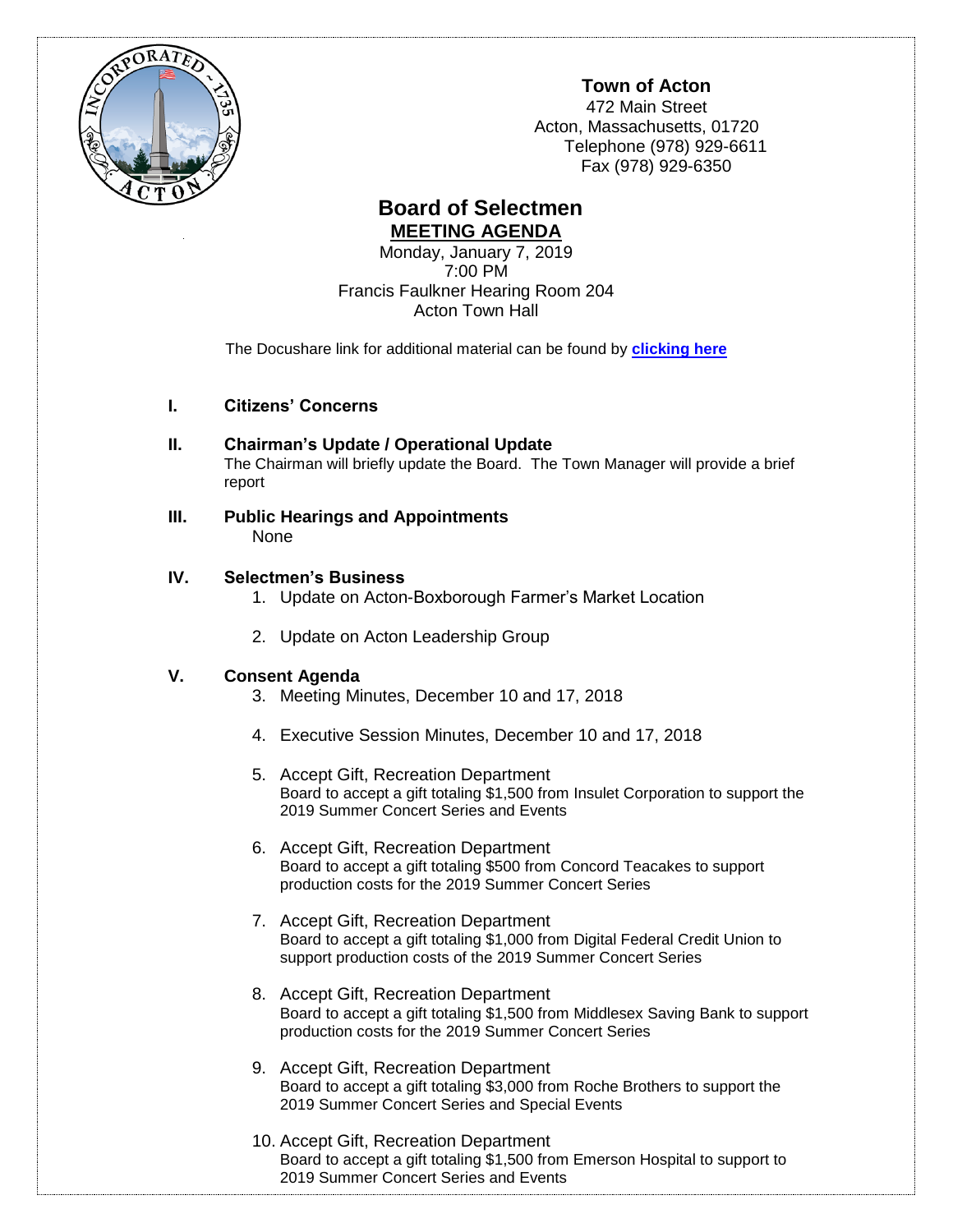**Town of Acton**
472 Main Street
Acton, Massachusetts, 01720
Telephone (978) 929-6611
Fax (978) 929-6350

# Board of Selectmen

## MEETING AGENDA

Monday, January 7, 2019
7:00 PM
Francis Faulkner Hearing Room 204
Acton Town Hall

The Docushare link for additional material can be found by **clicking here**

### I. Citizens' Concerns

### II. Chairman's Update / Operational Update

The Chairman will briefly update the Board. The Town Manager will provide a brief report

### III. Public Hearings and Appointments

None

### IV. Selectmen's Business

1. Update on Acton-Boxborough Farmer's Market Location

2. Update on Acton Leadership Group

### V. Consent Agenda

3. Meeting Minutes, December 10 and 17, 2018

4. Executive Session Minutes, December 10 and 17, 2018

5. Accept Gift, Recreation Department
   Board to accept a gift totaling $1,500 from Insulet Corporation to support the 2019 Summer Concert Series and Events

6. Accept Gift, Recreation Department
   Board to accept a gift totaling $500 from Concord Teacakes to support production costs for the 2019 Summer Concert Series

7. Accept Gift, Recreation Department
   Board to accept a gift totaling $1,000 from Digital Federal Credit Union to support production costs of the 2019 Summer Concert Series

8. Accept Gift, Recreation Department
   Board to accept a gift totaling $1,500 from Middlesex Saving Bank to support production costs for the 2019 Summer Concert Series

9. Accept Gift, Recreation Department
   Board to accept a gift totaling $3,000 from Roche Brothers to support the 2019 Summer Concert Series and Special Events

10. Accept Gift, Recreation Department
    Board to accept a gift totaling $1,500 from Emerson Hospital to support to 2019 Summer Concert Series and Events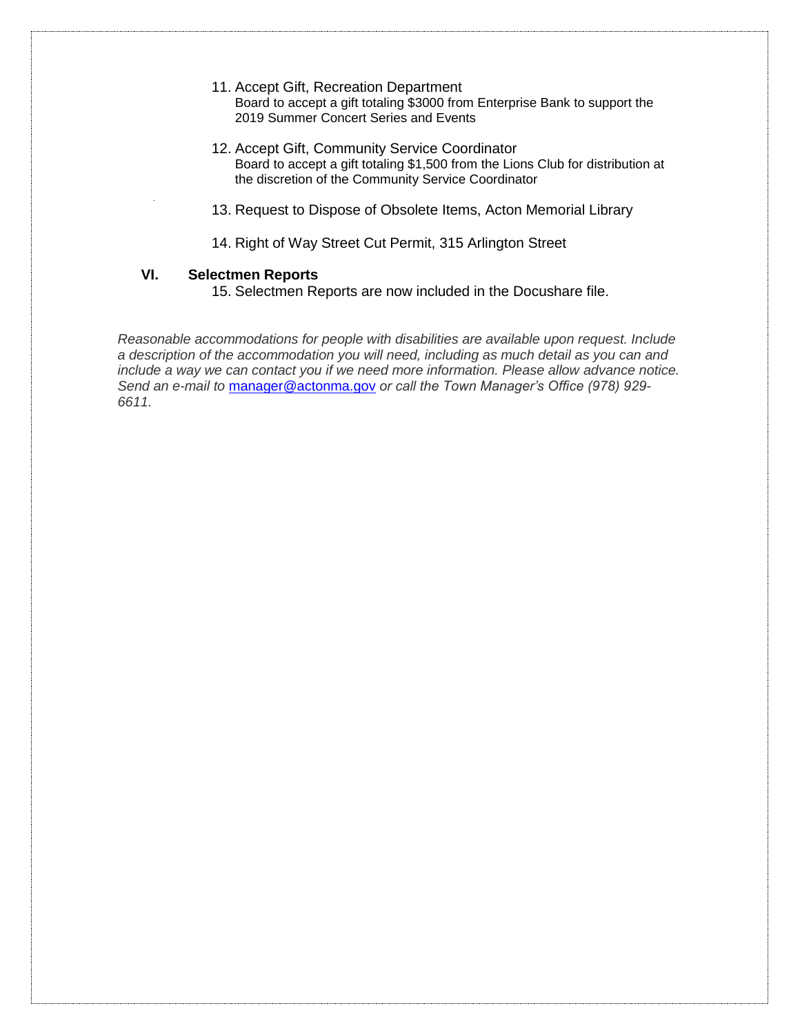11. Accept Gift, Recreation Department
    Board to accept a gift totaling $3000 from Enterprise Bank to support the 2019 Summer Concert Series and Events

12. Accept Gift, Community Service Coordinator
    Board to accept a gift totaling $1,500 from the Lions Club for distribution at the discretion of the Community Service Coordinator

13. Request to Dispose of Obsolete Items, Acton Memorial Library

14. Right of Way Street Cut Permit, 315 Arlington Street

## VI. Selectmen Reports

15. Selectmen Reports are now included in the Docushare file.

*Reasonable accommodations for people with disabilities are available upon request. Include a description of the accommodation you will need, including as much detail as you can and include a way we can contact you if we need more information. Please allow advance notice. Send an e-mail to* manager@actonma.gov *or call the Town Manager's Office (978) 929-6611.*